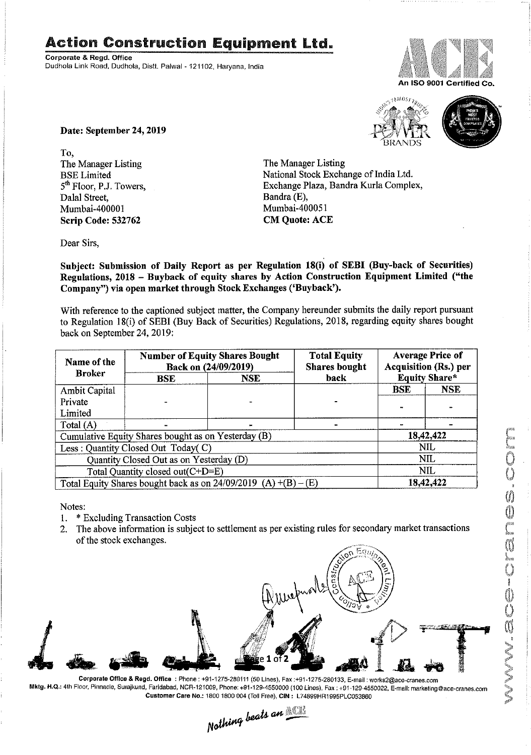# Action Construction Equipment Ltd.

**Corporate & Regd. Office**
Dudhola Link Road, Dudhola, Distt. Palwal - 121102, Haryana, India

An ISO 9001 Certified Co.

**Date: September 24, 2019**

To,
The Manager Listing
BSE Limited
5th Floor, P.J. Towers,
Dalal Street,
Mumbai-400001
**Scrip Code: 532762**

The Manager Listing
National Stock Exchange of India Ltd.
Exchange Plaza, Bandra Kurla Complex,
Bandra (E),
Mumbai-400051
**CM Quote: ACE**

Dear Sirs,

**Subject: Submission of Daily Report as per Regulation 18(i) of SEBI (Buy-back of Securities) Regulations, 2018 – Buyback of equity shares by Action Construction Equipment Limited ("the Company") via open market through Stock Exchanges ('Buyback').**

With reference to the captioned subject matter, the Company hereunder submits the daily report pursuant to Regulation 18(i) of SEBI (Buy Back of Securities) Regulations, 2018, regarding equity shares bought back on September 24, 2019:

| Name of the Broker | Number of Equity Shares Bought Back on (24/09/2019) | | Total Equity Shares bought back | Average Price of Acquisition (Rs.) per Equity Share* | |
|---|---|---|---|---|---|
| | BSE | NSE | | BSE | NSE |
| Ambit Capital Private Limited | - | - | - | - | - |
| Total (A) | - | - | - | - | - |
| Cumulative Equity Shares bought as on Yesterday (B) | | | | 18,42,422 | |
| Less : Quantity Closed Out Today( C) | | | | NIL | |
| Quantity Closed Out as on Yesterday (D) | | | | NIL | |
| Total Quantity closed out(C+D=E) | | | | NIL | |
| Total Equity Shares bought back as on 24/09/2019 (A) +(B) – (E) | | | | 18,42,422 | |

Notes:

1. * Excluding Transaction Costs
2. The above information is subject to settlement as per existing rules for secondary market transactions of the stock exchanges.

**Corporate Office & Regd. Office** : Phone : +91-1275-280111 (50 Lines), Fax :+91-1275-280133, E-mail : works2@ace-cranes.com
**Mktg. H.Q.:** 4th Floor, Pinnacle, Surajkund, Faridabad, NCR-121009, Phone: +91-129-4550000 (100 Lines), Fax : +91-129-4550022, E-mail: marketing@ace-cranes.com
**Customer Care No.:** 1800 1800 004 (Toll Free), **CIN :** L74899HR1995PLC053860

*Nothing beats an ACE*

www.ace-cranes.com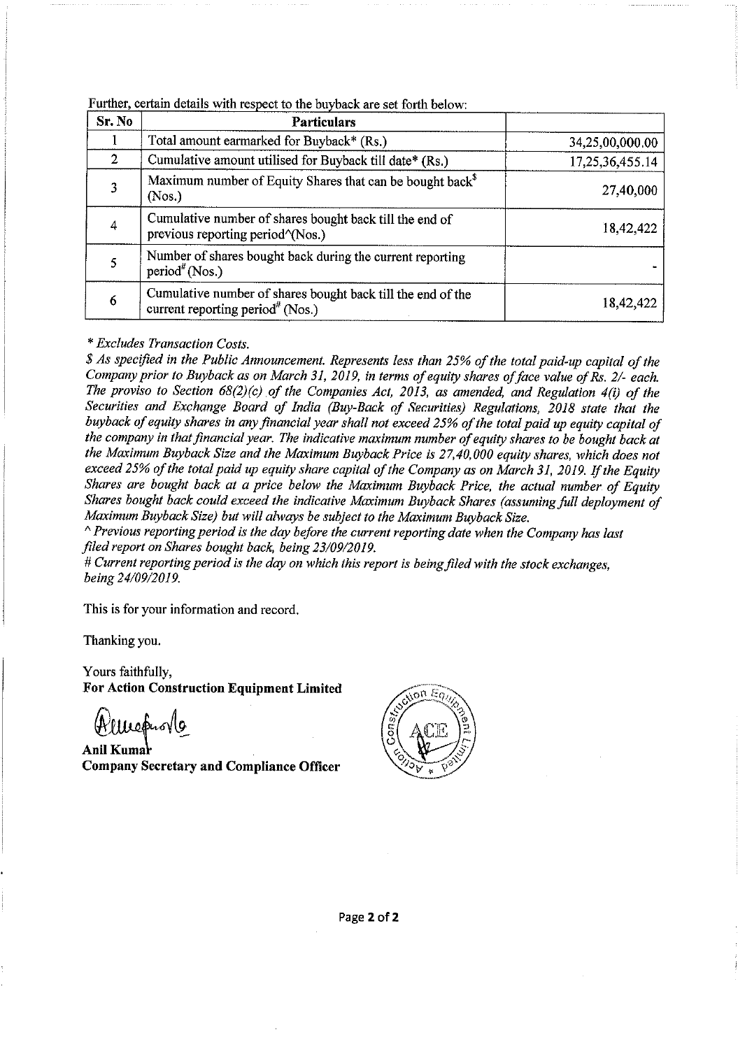Further, certain details with respect to the buyback are set forth below:

| Sr. No | Particulars | |
|---|---|---|
| 1 | Total amount earmarked for Buyback* (Rs.) | 34,25,00,000.00 |
| 2 | Cumulative amount utilised for Buyback till date* (Rs.) | 17,25,36,455.14 |
| 3 | Maximum number of Equity Shares that can be bought back$ (Nos.) | 27,40,000 |
| 4 | Cumulative number of shares bought back till the end of previous reporting period^(Nos.) | 18,42,422 |
| 5 | Number of shares bought back during the current reporting period# (Nos.) | - |
| 6 | Cumulative number of shares bought back till the end of the current reporting period# (Nos.) | 18,42,422 |

*\* Excludes Transaction Costs.*

*$ As specified in the Public Announcement. Represents less than 25% of the total paid-up capital of the Company prior to Buyback as on March 31, 2019, in terms of equity shares of face value of Rs. 2/- each. The proviso to Section 68(2)(c) of the Companies Act, 2013, as amended, and Regulation 4(i) of the Securities and Exchange Board of India (Buy-Back of Securities) Regulations, 2018 state that the buyback of equity shares in any financial year shall not exceed 25% of the total paid up equity capital of the company in that financial year. The indicative maximum number of equity shares to be bought back at the Maximum Buyback Size and the Maximum Buyback Price is 27,40,000 equity shares, which does not exceed 25% of the total paid up equity share capital of the Company as on March 31, 2019. If the Equity Shares are bought back at a price below the Maximum Buyback Price, the actual number of Equity Shares bought back could exceed the indicative Maximum Buyback Shares (assuming full deployment of Maximum Buyback Size) but will always be subject to the Maximum Buyback Size.*

*^ Previous reporting period is the day before the current reporting date when the Company has last filed report on Shares bought back, being 23/09/2019.*

*# Current reporting period is the day on which this report is being filed with the stock exchanges, being 24/09/2019.*

This is for your information and record.

Thanking you.

Yours faithfully,
**For Action Construction Equipment Limited**

**Anil Kumar**
**Company Secretary and Compliance Officer**